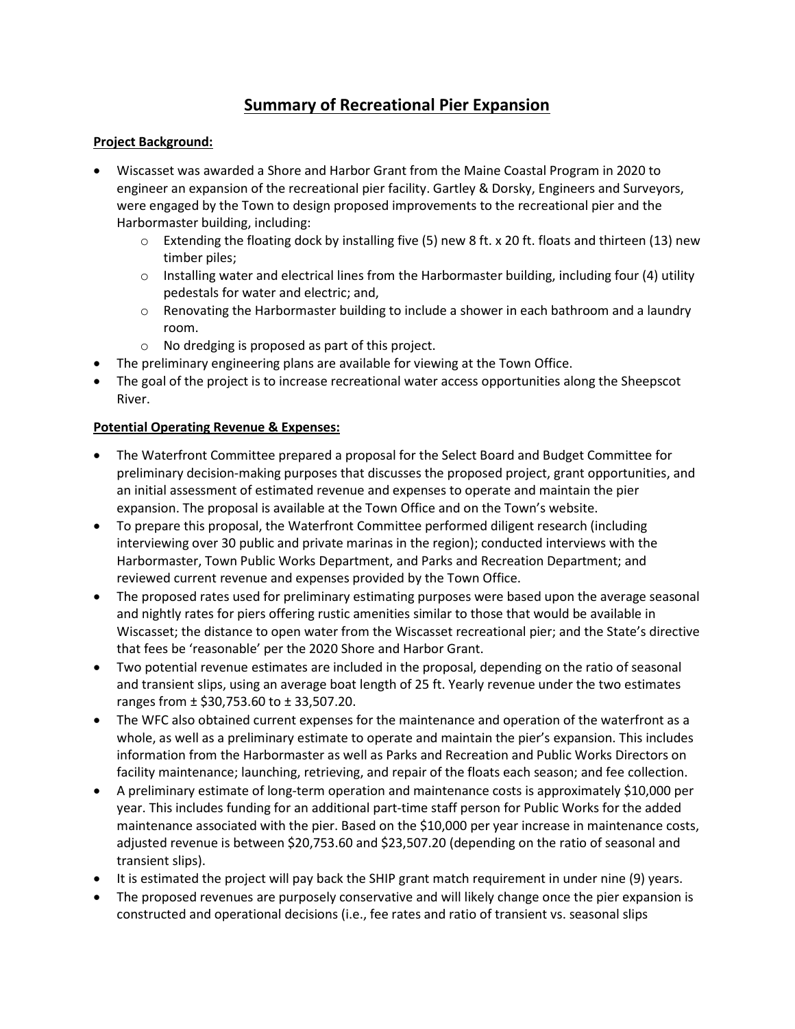# Summary of Recreational Pier Expansion

**Project Background:**

- Wiscasset was awarded a Shore and Harbor Grant from the Maine Coastal Program in 2020 to engineer an expansion of the recreational pier facility. Gartley & Dorsky, Engineers and Surveyors, were engaged by the Town to design proposed improvements to the recreational pier and the Harbormaster building, including:
  - Extending the floating dock by installing five (5) new 8 ft. x 20 ft. floats and thirteen (13) new timber piles;
  - Installing water and electrical lines from the Harbormaster building, including four (4) utility pedestals for water and electric; and,
  - Renovating the Harbormaster building to include a shower in each bathroom and a laundry room.
  - No dredging is proposed as part of this project.
- The preliminary engineering plans are available for viewing at the Town Office.
- The goal of the project is to increase recreational water access opportunities along the Sheepscot River.

**Potential Operating Revenue & Expenses:**

- The Waterfront Committee prepared a proposal for the Select Board and Budget Committee for preliminary decision-making purposes that discusses the proposed project, grant opportunities, and an initial assessment of estimated revenue and expenses to operate and maintain the pier expansion. The proposal is available at the Town Office and on the Town's website.
- To prepare this proposal, the Waterfront Committee performed diligent research (including interviewing over 30 public and private marinas in the region); conducted interviews with the Harbormaster, Town Public Works Department, and Parks and Recreation Department; and reviewed current revenue and expenses provided by the Town Office.
- The proposed rates used for preliminary estimating purposes were based upon the average seasonal and nightly rates for piers offering rustic amenities similar to those that would be available in Wiscasset; the distance to open water from the Wiscasset recreational pier; and the State's directive that fees be 'reasonable' per the 2020 Shore and Harbor Grant.
- Two potential revenue estimates are included in the proposal, depending on the ratio of seasonal and transient slips, using an average boat length of 25 ft. Yearly revenue under the two estimates ranges from ± $30,753.60 to ± 33,507.20.
- The WFC also obtained current expenses for the maintenance and operation of the waterfront as a whole, as well as a preliminary estimate to operate and maintain the pier's expansion. This includes information from the Harbormaster as well as Parks and Recreation and Public Works Directors on facility maintenance; launching, retrieving, and repair of the floats each season; and fee collection.
- A preliminary estimate of long-term operation and maintenance costs is approximately $10,000 per year. This includes funding for an additional part-time staff person for Public Works for the added maintenance associated with the pier. Based on the $10,000 per year increase in maintenance costs, adjusted revenue is between $20,753.60 and $23,507.20 (depending on the ratio of seasonal and transient slips).
- It is estimated the project will pay back the SHIP grant match requirement in under nine (9) years.
- The proposed revenues are purposely conservative and will likely change once the pier expansion is constructed and operational decisions (i.e., fee rates and ratio of transient vs. seasonal slips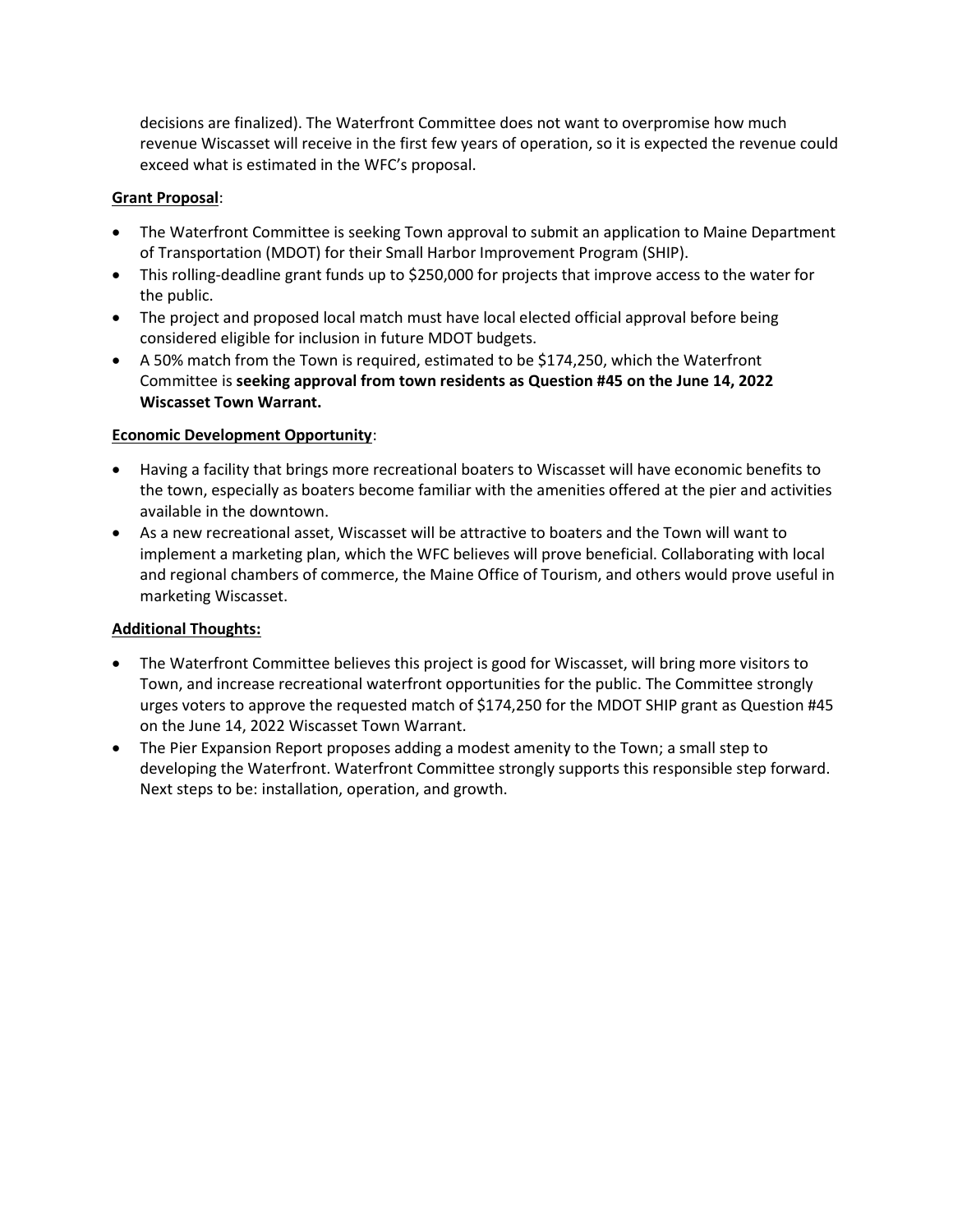decisions are finalized). The Waterfront Committee does not want to overpromise how much revenue Wiscasset will receive in the first few years of operation, so it is expected the revenue could exceed what is estimated in the WFC's proposal.

**Grant Proposal**:

- The Waterfront Committee is seeking Town approval to submit an application to Maine Department of Transportation (MDOT) for their Small Harbor Improvement Program (SHIP).
- This rolling-deadline grant funds up to $250,000 for projects that improve access to the water for the public.
- The project and proposed local match must have local elected official approval before being considered eligible for inclusion in future MDOT budgets.
- A 50% match from the Town is required, estimated to be $174,250, which the Waterfront Committee is **seeking approval from town residents as Question #45 on the June 14, 2022 Wiscasset Town Warrant.**

**Economic Development Opportunity**:

- Having a facility that brings more recreational boaters to Wiscasset will have economic benefits to the town, especially as boaters become familiar with the amenities offered at the pier and activities available in the downtown.
- As a new recreational asset, Wiscasset will be attractive to boaters and the Town will want to implement a marketing plan, which the WFC believes will prove beneficial. Collaborating with local and regional chambers of commerce, the Maine Office of Tourism, and others would prove useful in marketing Wiscasset.

**Additional Thoughts:**

- The Waterfront Committee believes this project is good for Wiscasset, will bring more visitors to Town, and increase recreational waterfront opportunities for the public. The Committee strongly urges voters to approve the requested match of $174,250 for the MDOT SHIP grant as Question #45 on the June 14, 2022 Wiscasset Town Warrant.
- The Pier Expansion Report proposes adding a modest amenity to the Town; a small step to developing the Waterfront. Waterfront Committee strongly supports this responsible step forward. Next steps to be: installation, operation, and growth.